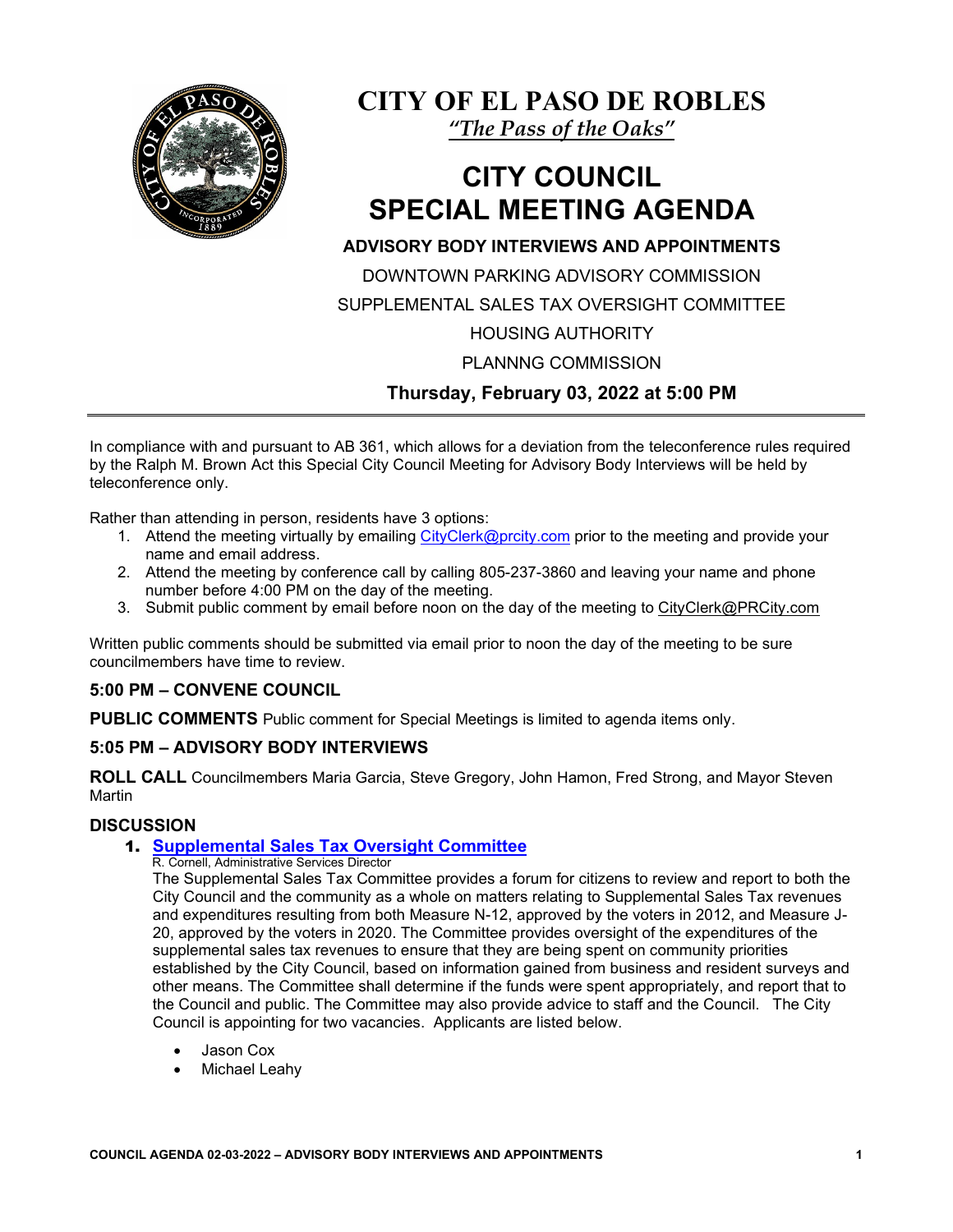# CITY OF EL PASO DE ROBLES

*"The Pass of the Oaks"*

# CITY COUNCIL SPECIAL MEETING AGENDA

**ADVISORY BODY INTERVIEWS AND APPOINTMENTS**

DOWNTOWN PARKING ADVISORY COMMISSION

SUPPLEMENTAL SALES TAX OVERSIGHT COMMITTEE

HOUSING AUTHORITY

PLANNNG COMMISSION

**Thursday, February 03, 2022 at 5:00 PM**

---

In compliance with and pursuant to AB 361, which allows for a deviation from the teleconference rules required by the Ralph M. Brown Act this Special City Council Meeting for Advisory Body Interviews will be held by teleconference only.

Rather than attending in person, residents have 3 options:

1. Attend the meeting virtually by emailing CityClerk@prcity.com prior to the meeting and provide your name and email address.
2. Attend the meeting by conference call by calling 805-237-3860 and leaving your name and phone number before 4:00 PM on the day of the meeting.
3. Submit public comment by email before noon on the day of the meeting to CityClerk@PRCity.com

Written public comments should be submitted via email prior to noon the day of the meeting to be sure councilmembers have time to review.

### 5:00 PM – CONVENE COUNCIL

**PUBLIC COMMENTS** Public comment for Special Meetings is limited to agenda items only.

### 5:05 PM – ADVISORY BODY INTERVIEWS

**ROLL CALL** Councilmembers Maria Garcia, Steve Gregory, John Hamon, Fred Strong, and Mayor Steven Martin

### DISCUSSION

1. **Supplemental Sales Tax Oversight Committee**

   R. Cornell, Administrative Services Director

   The Supplemental Sales Tax Committee provides a forum for citizens to review and report to both the City Council and the community as a whole on matters relating to Supplemental Sales Tax revenues and expenditures resulting from both Measure N-12, approved by the voters in 2012, and Measure J-20, approved by the voters in 2020. The Committee provides oversight of the expenditures of the supplemental sales tax revenues to ensure that they are being spent on community priorities established by the City Council, based on information gained from business and resident surveys and other means. The Committee shall determine if the funds were spent appropriately, and report that to the Council and public. The Committee may also provide advice to staff and the Council. The City Council is appointing for two vacancies. Applicants are listed below.

   - Jason Cox
   - Michael Leahy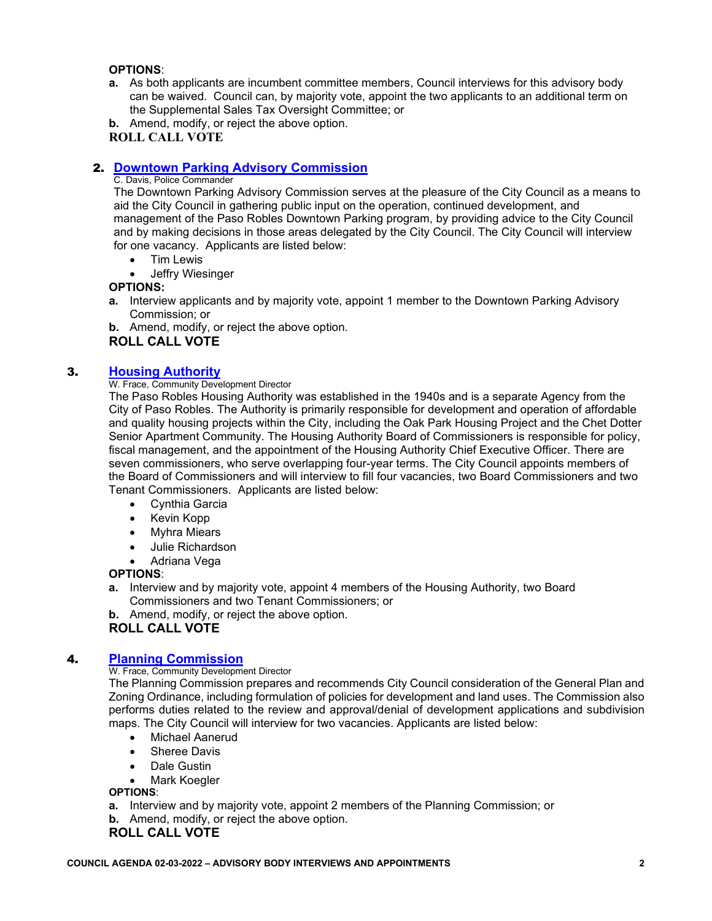**OPTIONS**:

**a.** As both applicants are incumbent committee members, Council interviews for this advisory body can be waived. Council can, by majority vote, appoint the two applicants to an additional term on the Supplemental Sales Tax Oversight Committee; or

**b.** Amend, modify, or reject the above option.

**ROLL CALL VOTE**

## 2. Downtown Parking Advisory Commission

C. Davis, Police Commander

The Downtown Parking Advisory Commission serves at the pleasure of the City Council as a means to aid the City Council in gathering public input on the operation, continued development, and management of the Paso Robles Downtown Parking program, by providing advice to the City Council and by making decisions in those areas delegated by the City Council. The City Council will interview for one vacancy. Applicants are listed below:

- Tim Lewis
- Jeffry Wiesinger

**OPTIONS:**

**a.** Interview applicants and by majority vote, appoint 1 member to the Downtown Parking Advisory Commission; or

**b.** Amend, modify, or reject the above option.

**ROLL CALL VOTE**

## 3. Housing Authority

W. Frace, Community Development Director

The Paso Robles Housing Authority was established in the 1940s and is a separate Agency from the City of Paso Robles. The Authority is primarily responsible for development and operation of affordable and quality housing projects within the City, including the Oak Park Housing Project and the Chet Dotter Senior Apartment Community. The Housing Authority Board of Commissioners is responsible for policy, fiscal management, and the appointment of the Housing Authority Chief Executive Officer. There are seven commissioners, who serve overlapping four-year terms. The City Council appoints members of the Board of Commissioners and will interview to fill four vacancies, two Board Commissioners and two Tenant Commissioners. Applicants are listed below:

- Cynthia Garcia
- Kevin Kopp
- Myhra Miears
- Julie Richardson
- Adriana Vega

**OPTIONS**:

**a.** Interview and by majority vote, appoint 4 members of the Housing Authority, two Board Commissioners and two Tenant Commissioners; or

**b.** Amend, modify, or reject the above option.

**ROLL CALL VOTE**

## 4. Planning Commission

W. Frace, Community Development Director

The Planning Commission prepares and recommends City Council consideration of the General Plan and Zoning Ordinance, including formulation of policies for development and land uses. The Commission also performs duties related to the review and approval/denial of development applications and subdivision maps. The City Council will interview for two vacancies. Applicants are listed below:

- Michael Aanerud
- Sheree Davis
- Dale Gustin
- Mark Koegler

**OPTIONS**:

**a.** Interview and by majority vote, appoint 2 members of the Planning Commission; or

**b.** Amend, modify, or reject the above option.

**ROLL CALL VOTE**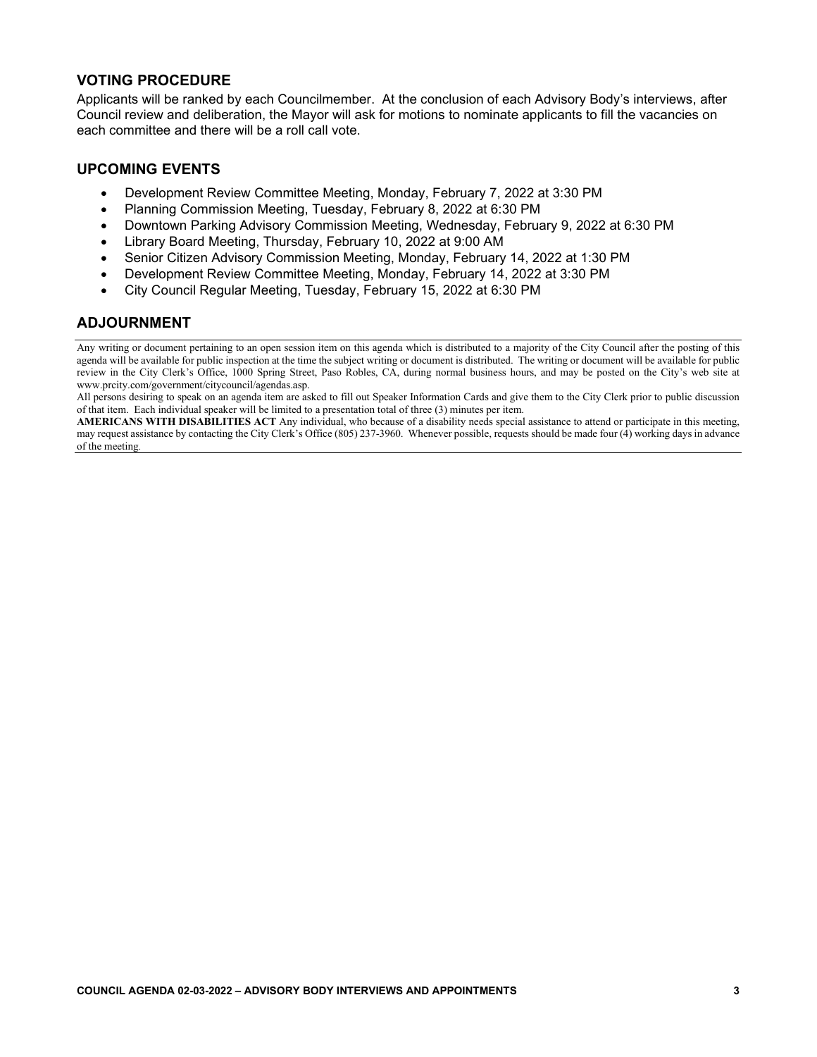## VOTING PROCEDURE

Applicants will be ranked by each Councilmember. At the conclusion of each Advisory Body's interviews, after Council review and deliberation, the Mayor will ask for motions to nominate applicants to fill the vacancies on each committee and there will be a roll call vote.

## UPCOMING EVENTS

- Development Review Committee Meeting, Monday, February 7, 2022 at 3:30 PM
- Planning Commission Meeting, Tuesday, February 8, 2022 at 6:30 PM
- Downtown Parking Advisory Commission Meeting, Wednesday, February 9, 2022 at 6:30 PM
- Library Board Meeting, Thursday, February 10, 2022 at 9:00 AM
- Senior Citizen Advisory Commission Meeting, Monday, February 14, 2022 at 1:30 PM
- Development Review Committee Meeting, Monday, February 14, 2022 at 3:30 PM
- City Council Regular Meeting, Tuesday, February 15, 2022 at 6:30 PM

## ADJOURNMENT

Any writing or document pertaining to an open session item on this agenda which is distributed to a majority of the City Council after the posting of this agenda will be available for public inspection at the time the subject writing or document is distributed. The writing or document will be available for public review in the City Clerk's Office, 1000 Spring Street, Paso Robles, CA, during normal business hours, and may be posted on the City's web site at www.prcity.com/government/citycouncil/agendas.asp.

All persons desiring to speak on an agenda item are asked to fill out Speaker Information Cards and give them to the City Clerk prior to public discussion of that item. Each individual speaker will be limited to a presentation total of three (3) minutes per item.

**AMERICANS WITH DISABILITIES ACT** Any individual, who because of a disability needs special assistance to attend or participate in this meeting, may request assistance by contacting the City Clerk's Office (805) 237-3960. Whenever possible, requests should be made four (4) working days in advance of the meeting.